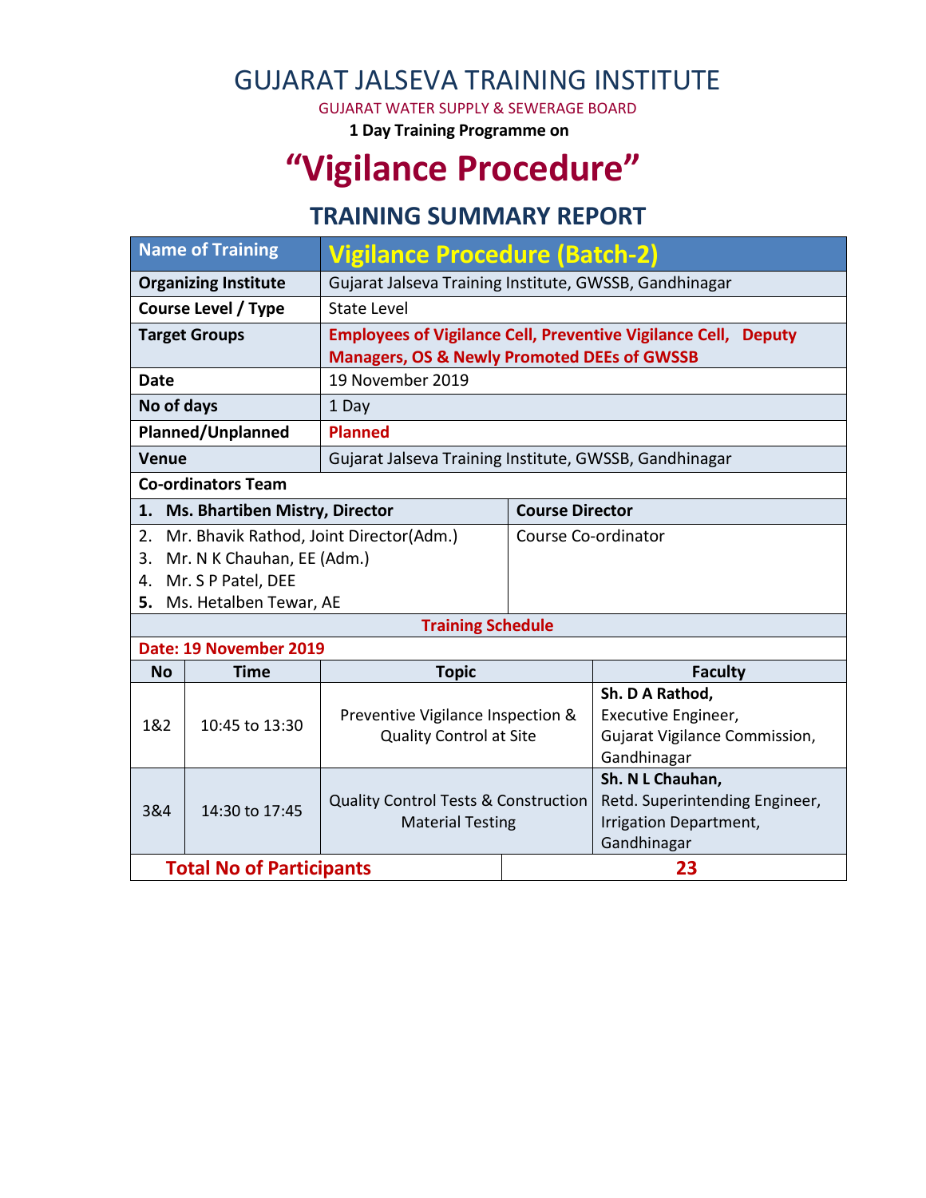# GUJARAT JALSEVA TRAINING INSTITUTE

GUJARAT WATER SUPPLY & SEWERAGE BOARD

**1 Day Training Programme on**

# "Vigilance Procedure"

## TRAINING SUMMARY REPORT

| **Name of Training** | **Vigilance Procedure (Batch-2)** |
|---|---|
| **Organizing Institute** | Gujarat Jalseva Training Institute, GWSSB, Gandhinagar |
| **Course Level / Type** | State Level |
| **Target Groups** | **Employees of Vigilance Cell, Preventive Vigilance Cell, Deputy Managers, OS & Newly Promoted DEEs of GWSSB** |
| **Date** | 19 November 2019 |
| **No of days** | 1 Day |
| **Planned/Unplanned** | **Planned** |
| **Venue** | Gujarat Jalseva Training Institute, GWSSB, Gandhinagar |

**Co-ordinators Team**

| Name | Role |
|---|---|
| **1. Ms. Bhartiben Mistry, Director** | **Course Director** |
| 2. Mr. Bhavik Rathod, Joint Director(Adm.)<br>3. Mr. N K Chauhan, EE (Adm.)<br>4. Mr. S P Patel, DEE<br>**5.** Ms. Hetalben Tewar, AE | Course Co-ordinator |

**Training Schedule**

**Date: 19 November 2019**

| No | Time | Topic | Faculty |
|---|---|---|---|
| 1&2 | 10:45 to 13:30 | Preventive Vigilance Inspection & Quality Control at Site | **Sh. D A Rathod,**<br>Executive Engineer,<br>Gujarat Vigilance Commission,<br>Gandhinagar |
| 3&4 | 14:30 to 17:45 | Quality Control Tests & Construction Material Testing | **Sh. N L Chauhan,**<br>Retd. Superintending Engineer,<br>Irrigation Department,<br>Gandhinagar |

| **Total No of Participants** | **23** |
|---|---|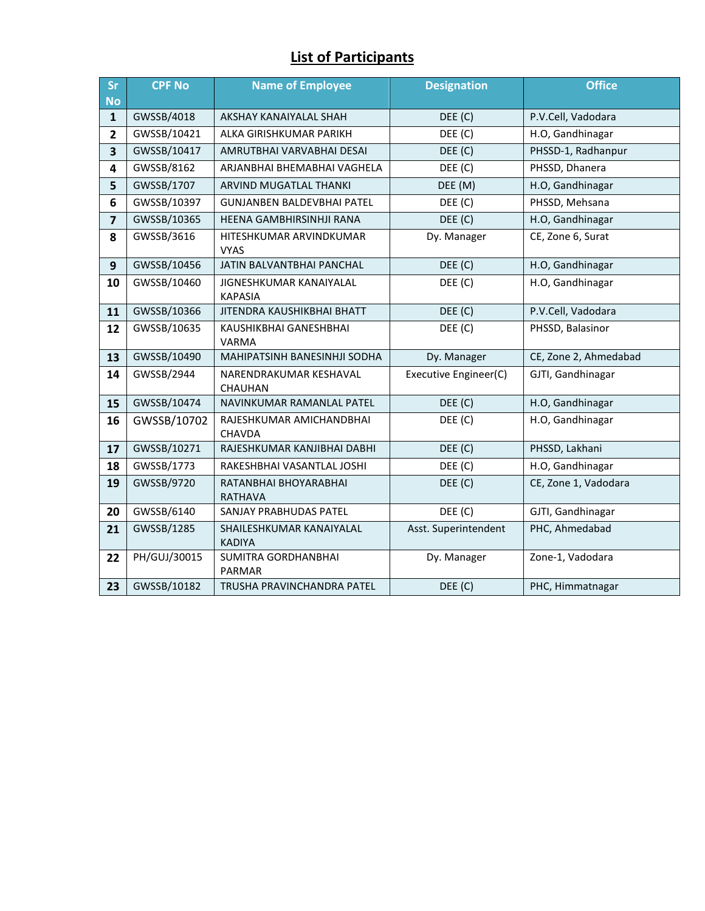## List of Participants

| Sr No | CPF No | Name of Employee | Designation | Office |
|---|---|---|---|---|
| 1 | GWSSB/4018 | AKSHAY KANAIYALAL SHAH | DEE (C) | P.V.Cell, Vadodara |
| 2 | GWSSB/10421 | ALKA GIRISHKUMAR PARIKH | DEE (C) | H.O, Gandhinagar |
| 3 | GWSSB/10417 | AMRUTBHAI VARVABHAI DESAI | DEE (C) | PHSSD-1, Radhanpur |
| 4 | GWSSB/8162 | ARJANBHAI BHEMABHAI VAGHELA | DEE (C) | PHSSD, Dhanera |
| 5 | GWSSB/1707 | ARVIND MUGATLAL THANKI | DEE (M) | H.O, Gandhinagar |
| 6 | GWSSB/10397 | GUNJANBEN BALDEVBHAI PATEL | DEE (C) | PHSSD, Mehsana |
| 7 | GWSSB/10365 | HEENA GAMBHIRSINHJI RANA | DEE (C) | H.O, Gandhinagar |
| 8 | GWSSB/3616 | HITESHKUMAR ARVINDKUMAR VYAS | Dy. Manager | CE, Zone 6, Surat |
| 9 | GWSSB/10456 | JATIN BALVANTBHAI PANCHAL | DEE (C) | H.O, Gandhinagar |
| 10 | GWSSB/10460 | JIGNESHKUMAR KANAIYALAL KAPASIA | DEE (C) | H.O, Gandhinagar |
| 11 | GWSSB/10366 | JITENDRA KAUSHIKBHAI BHATT | DEE (C) | P.V.Cell, Vadodara |
| 12 | GWSSB/10635 | KAUSHIKBHAI GANESHBHAI VARMA | DEE (C) | PHSSD, Balasinor |
| 13 | GWSSB/10490 | MAHIPATSINH BANESINHJI SODHA | Dy. Manager | CE, Zone 2, Ahmedabad |
| 14 | GWSSB/2944 | NARENDRAKUMAR KESHAVAL CHAUHAN | Executive Engineer(C) | GJTI, Gandhinagar |
| 15 | GWSSB/10474 | NAVINKUMAR RAMANLAL PATEL | DEE (C) | H.O, Gandhinagar |
| 16 | GWSSB/10702 | RAJESHKUMAR AMICHANDBHAI CHAVDA | DEE (C) | H.O, Gandhinagar |
| 17 | GWSSB/10271 | RAJESHKUMAR KANJIBHAI DABHI | DEE (C) | PHSSD, Lakhani |
| 18 | GWSSB/1773 | RAKESHBHAI VASANTLAL JOSHI | DEE (C) | H.O, Gandhinagar |
| 19 | GWSSB/9720 | RATANBHAI BHOYARABHAI RATHAVA | DEE (C) | CE, Zone 1, Vadodara |
| 20 | GWSSB/6140 | SANJAY PRABHUDAS PATEL | DEE (C) | GJTI, Gandhinagar |
| 21 | GWSSB/1285 | SHAILESHKUMAR KANAIYALAL KADIYA | Asst. Superintendent | PHC, Ahmedabad |
| 22 | PH/GUJ/30015 | SUMITRA GORDHANBHAI PARMAR | Dy. Manager | Zone-1, Vadodara |
| 23 | GWSSB/10182 | TRUSHA PRAVINCHANDRA PATEL | DEE (C) | PHC, Himmatnagar |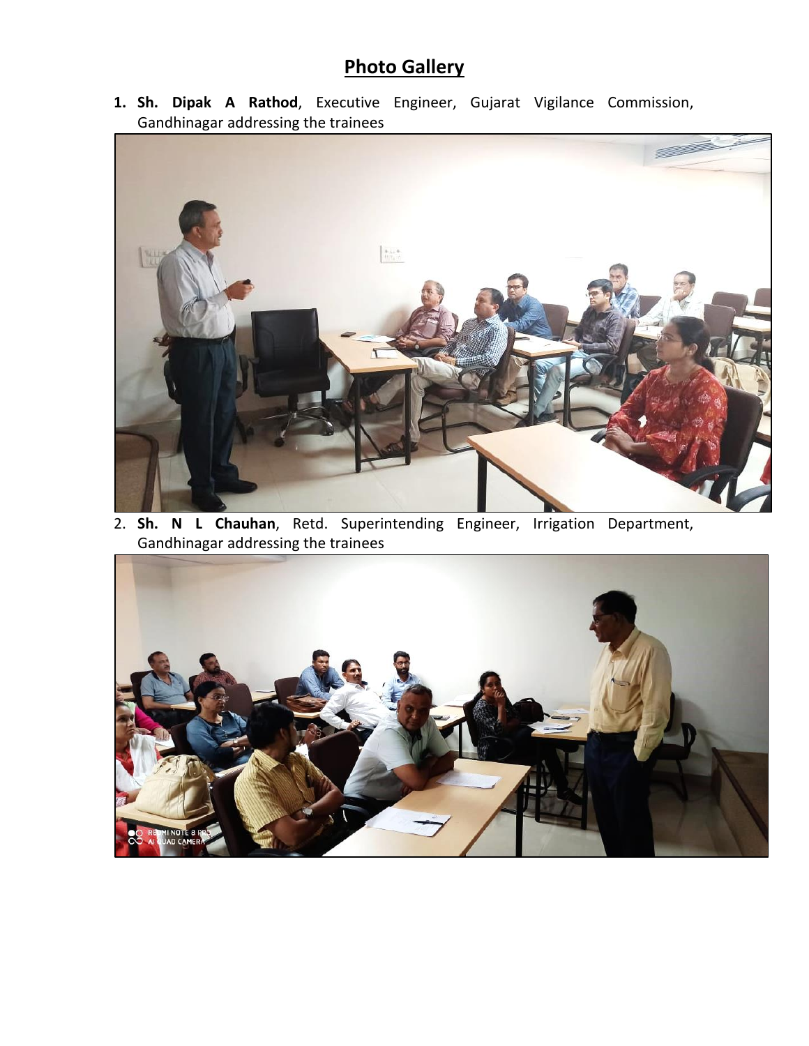## Photo Gallery

1. **Sh. Dipak A Rathod**, Executive Engineer, Gujarat Vigilance Commission, Gandhinagar addressing the trainees

2. **Sh. N L Chauhan**, Retd. Superintending Engineer, Irrigation Department, Gandhinagar addressing the trainees